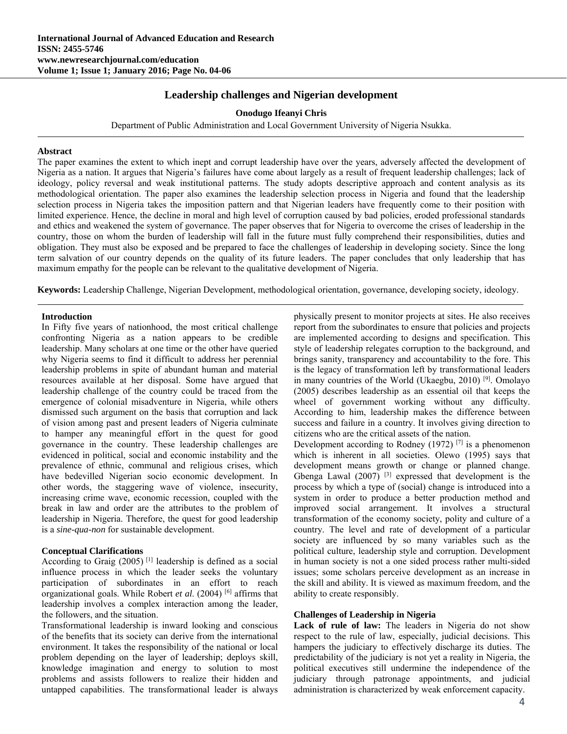# Leadership challenges and Nigerian development

**Onodugo Ifeanyi Chris**

Department of Public Administration and Local Government University of Nigeria Nsukka.

## Abstract

The paper examines the extent to which inept and corrupt leadership have over the years, adversely affected the development of Nigeria as a nation. It argues that Nigeria's failures have come about largely as a result of frequent leadership challenges; lack of ideology, policy reversal and weak institutional patterns. The study adopts descriptive approach and content analysis as its methodological orientation. The paper also examines the leadership selection process in Nigeria and found that the leadership selection process in Nigeria takes the imposition pattern and that Nigerian leaders have frequently come to their position with limited experience. Hence, the decline in moral and high level of corruption caused by bad policies, eroded professional standards and ethics and weakened the system of governance. The paper observes that for Nigeria to overcome the crises of leadership in the country, those on whom the burden of leadership will fall in the future must fully comprehend their responsibilities, duties and obligation. They must also be exposed and be prepared to face the challenges of leadership in developing society. Since the long term salvation of our country depends on the quality of its future leaders. The paper concludes that only leadership that has maximum empathy for the people can be relevant to the qualitative development of Nigeria.

**Keywords:** Leadership Challenge, Nigerian Development, methodological orientation, governance, developing society, ideology.

## Introduction

In Fifty five years of nationhood, the most critical challenge confronting Nigeria as a nation appears to be credible leadership. Many scholars at one time or the other have queried why Nigeria seems to find it difficult to address her perennial leadership problems in spite of abundant human and material resources available at her disposal. Some have argued that leadership challenge of the country could be traced from the emergence of colonial misadventure in Nigeria, while others dismissed such argument on the basis that corruption and lack of vision among past and present leaders of Nigeria culminate to hamper any meaningful effort in the quest for good governance in the country. These leadership challenges are evidenced in political, social and economic instability and the prevalence of ethnic, communal and religious crises, which have bedevilled Nigerian socio economic development. In other words, the staggering wave of violence, insecurity, increasing crime wave, economic recession, coupled with the break in law and order are the attributes to the problem of leadership in Nigeria. Therefore, the quest for good leadership is a *sine-qua-non* for sustainable development.

## Conceptual Clarifications

According to Graig (2005) [1] leadership is defined as a social influence process in which the leader seeks the voluntary participation of subordinates in an effort to reach organizational goals. While Robert *et al.* (2004) [6] affirms that leadership involves a complex interaction among the leader, the followers, and the situation.

Transformational leadership is inward looking and conscious of the benefits that its society can derive from the international environment. It takes the responsibility of the national or local problem depending on the layer of leadership; deploys skill, knowledge imagination and energy to solution to most problems and assists followers to realize their hidden and untapped capabilities. The transformational leader is always physically present to monitor projects at sites. He also receives report from the subordinates to ensure that policies and projects are implemented according to designs and specification. This style of leadership relegates corruption to the background, and brings sanity, transparency and accountability to the fore. This is the legacy of transformation left by transformational leaders in many countries of the World (Ukaegbu, 2010) [9]. Omolayo (2005) describes leadership as an essential oil that keeps the wheel of government working without any difficulty. According to him, leadership makes the difference between success and failure in a country. It involves giving direction to citizens who are the critical assets of the nation.

Development according to Rodney (1972) [7] is a phenomenon which is inherent in all societies. Olewo (1995) says that development means growth or change or planned change. Gbenga Lawal (2007) [3] expressed that development is the process by which a type of (social) change is introduced into a system in order to produce a better production method and improved social arrangement. It involves a structural transformation of the economy society, polity and culture of a country. The level and rate of development of a particular society are influenced by so many variables such as the political culture, leadership style and corruption. Development in human society is not a one sided process rather multi-sided issues; some scholars perceive development as an increase in the skill and ability. It is viewed as maximum freedom, and the ability to create responsibly.

## Challenges of Leadership in Nigeria

**Lack of rule of law:** The leaders in Nigeria do not show respect to the rule of law, especially, judicial decisions. This hampers the judiciary to effectively discharge its duties. The predictability of the judiciary is not yet a reality in Nigeria, the political executives still undermine the independence of the judiciary through patronage appointments, and judicial administration is characterized by weak enforcement capacity.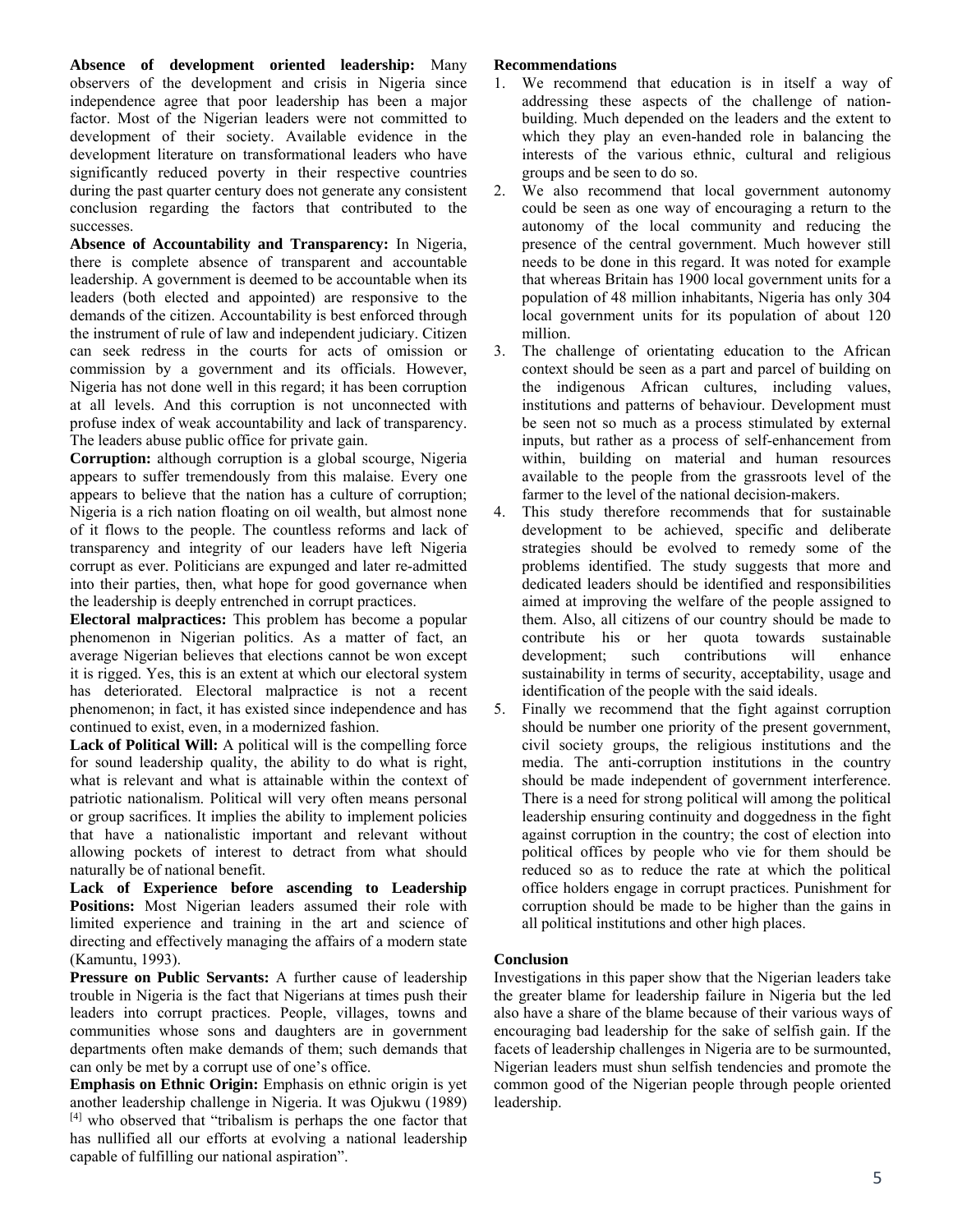**Absence of development oriented leadership:** Many observers of the development and crisis in Nigeria since independence agree that poor leadership has been a major factor. Most of the Nigerian leaders were not committed to development of their society. Available evidence in the development literature on transformational leaders who have significantly reduced poverty in their respective countries during the past quarter century does not generate any consistent conclusion regarding the factors that contributed to the successes.

**Absence of Accountability and Transparency:** In Nigeria, there is complete absence of transparent and accountable leadership. A government is deemed to be accountable when its leaders (both elected and appointed) are responsive to the demands of the citizen. Accountability is best enforced through the instrument of rule of law and independent judiciary. Citizen can seek redress in the courts for acts of omission or commission by a government and its officials. However, Nigeria has not done well in this regard; it has been corruption at all levels. And this corruption is not unconnected with profuse index of weak accountability and lack of transparency. The leaders abuse public office for private gain.

**Corruption:** although corruption is a global scourge, Nigeria appears to suffer tremendously from this malaise. Every one appears to believe that the nation has a culture of corruption; Nigeria is a rich nation floating on oil wealth, but almost none of it flows to the people. The countless reforms and lack of transparency and integrity of our leaders have left Nigeria corrupt as ever. Politicians are expunged and later re-admitted into their parties, then, what hope for good governance when the leadership is deeply entrenched in corrupt practices.

**Electoral malpractices:** This problem has become a popular phenomenon in Nigerian politics. As a matter of fact, an average Nigerian believes that elections cannot be won except it is rigged. Yes, this is an extent at which our electoral system has deteriorated. Electoral malpractice is not a recent phenomenon; in fact, it has existed since independence and has continued to exist, even, in a modernized fashion.

**Lack of Political Will:** A political will is the compelling force for sound leadership quality, the ability to do what is right, what is relevant and what is attainable within the context of patriotic nationalism. Political will very often means personal or group sacrifices. It implies the ability to implement policies that have a nationalistic important and relevant without allowing pockets of interest to detract from what should naturally be of national benefit.

**Lack of Experience before ascending to Leadership Positions:** Most Nigerian leaders assumed their role with limited experience and training in the art and science of directing and effectively managing the affairs of a modern state (Kamuntu, 1993).

**Pressure on Public Servants:** A further cause of leadership trouble in Nigeria is the fact that Nigerians at times push their leaders into corrupt practices. People, villages, towns and communities whose sons and daughters are in government departments often make demands of them; such demands that can only be met by a corrupt use of one's office.

**Emphasis on Ethnic Origin:** Emphasis on ethnic origin is yet another leadership challenge in Nigeria. It was Ojukwu (1989) [4] who observed that "tribalism is perhaps the one factor that has nullified all our efforts at evolving a national leadership capable of fulfilling our national aspiration".

**Recommendations**

1. We recommend that education is in itself a way of addressing these aspects of the challenge of nation-building. Much depended on the leaders and the extent to which they play an even-handed role in balancing the interests of the various ethnic, cultural and religious groups and be seen to do so.
2. We also recommend that local government autonomy could be seen as one way of encouraging a return to the autonomy of the local community and reducing the presence of the central government. Much however still needs to be done in this regard. It was noted for example that whereas Britain has 1900 local government units for a population of 48 million inhabitants, Nigeria has only 304 local government units for its population of about 120 million.
3. The challenge of orientating education to the African context should be seen as a part and parcel of building on the indigenous African cultures, including values, institutions and patterns of behaviour. Development must be seen not so much as a process stimulated by external inputs, but rather as a process of self-enhancement from within, building on material and human resources available to the people from the grassroots level of the farmer to the level of the national decision-makers.
4. This study therefore recommends that for sustainable development to be achieved, specific and deliberate strategies should be evolved to remedy some of the problems identified. The study suggests that more and dedicated leaders should be identified and responsibilities aimed at improving the welfare of the people assigned to them. Also, all citizens of our country should be made to contribute his or her quota towards sustainable development; such contributions will enhance sustainability in terms of security, acceptability, usage and identification of the people with the said ideals.
5. Finally we recommend that the fight against corruption should be number one priority of the present government, civil society groups, the religious institutions and the media. The anti-corruption institutions in the country should be made independent of government interference. There is a need for strong political will among the political leadership ensuring continuity and doggedness in the fight against corruption in the country; the cost of election into political offices by people who vie for them should be reduced so as to reduce the rate at which the political office holders engage in corrupt practices. Punishment for corruption should be made to be higher than the gains in all political institutions and other high places.

**Conclusion**

Investigations in this paper show that the Nigerian leaders take the greater blame for leadership failure in Nigeria but the led also have a share of the blame because of their various ways of encouraging bad leadership for the sake of selfish gain. If the facets of leadership challenges in Nigeria are to be surmounted, Nigerian leaders must shun selfish tendencies and promote the common good of the Nigerian people through people oriented leadership.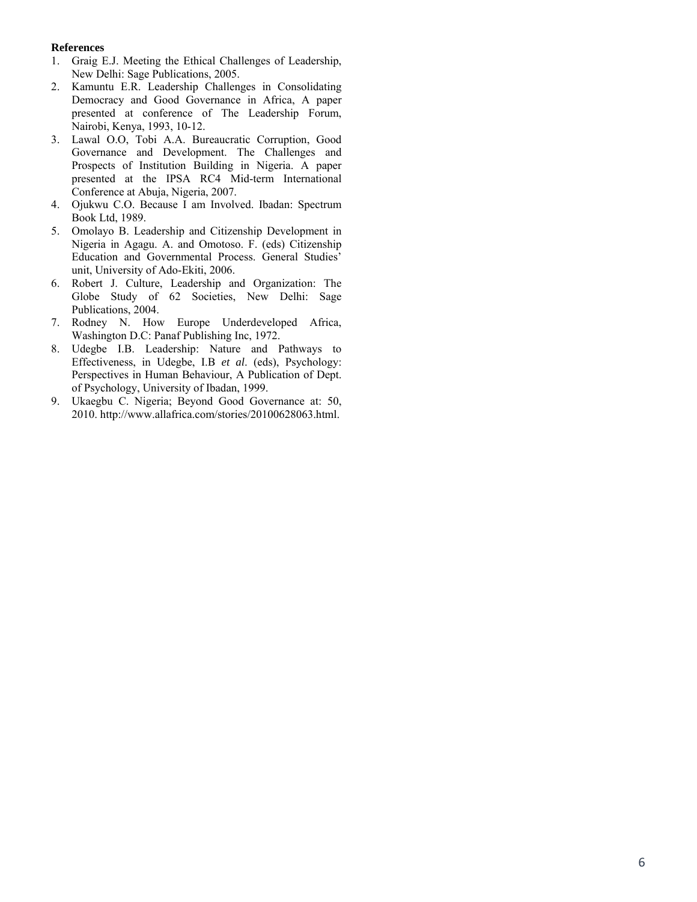**References**

1. Graig E.J. Meeting the Ethical Challenges of Leadership, New Delhi: Sage Publications, 2005.
2. Kamuntu E.R. Leadership Challenges in Consolidating Democracy and Good Governance in Africa, A paper presented at conference of The Leadership Forum, Nairobi, Kenya, 1993, 10-12.
3. Lawal O.O, Tobi A.A. Bureaucratic Corruption, Good Governance and Development. The Challenges and Prospects of Institution Building in Nigeria. A paper presented at the IPSA RC4 Mid-term International Conference at Abuja, Nigeria, 2007.
4. Ojukwu C.O. Because I am Involved. Ibadan: Spectrum Book Ltd, 1989.
5. Omolayo B. Leadership and Citizenship Development in Nigeria in Agagu. A. and Omotoso. F. (eds) Citizenship Education and Governmental Process. General Studies' unit, University of Ado-Ekiti, 2006.
6. Robert J. Culture, Leadership and Organization: The Globe Study of 62 Societies, New Delhi: Sage Publications, 2004.
7. Rodney N. How Europe Underdeveloped Africa, Washington D.C: Panaf Publishing Inc, 1972.
8. Udegbe I.B. Leadership: Nature and Pathways to Effectiveness, in Udegbe, I.B *et al*. (eds), Psychology: Perspectives in Human Behaviour, A Publication of Dept. of Psychology, University of Ibadan, 1999.
9. Ukaegbu C. Nigeria; Beyond Good Governance at: 50, 2010. http://www.allafrica.com/stories/20100628063.html.